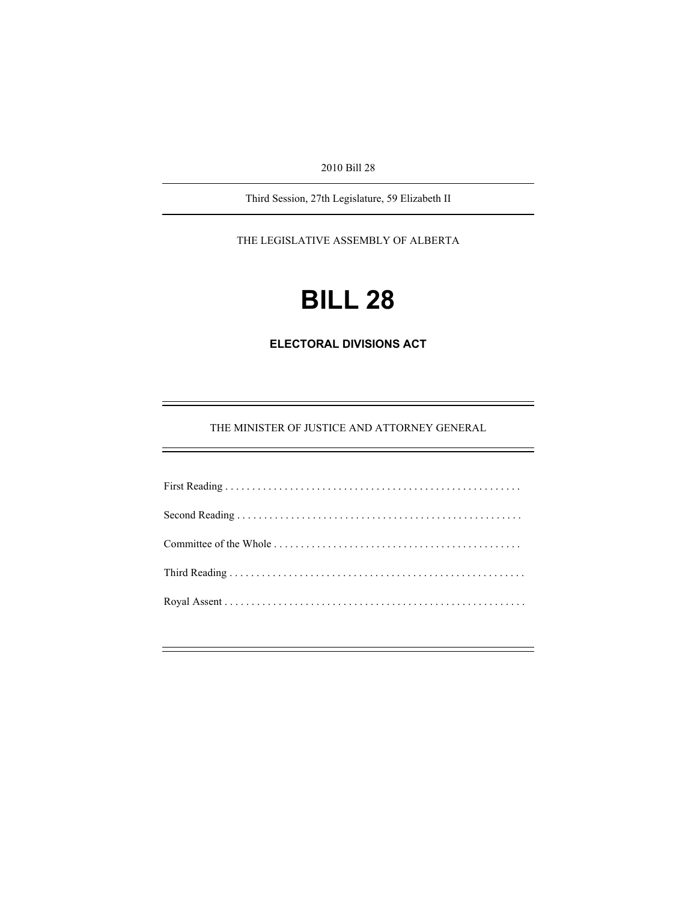2010 Bill 28

Third Session, 27th Legislature, 59 Elizabeth II

THE LEGISLATIVE ASSEMBLY OF ALBERTA

# BILL 28

## ELECTORAL DIVISIONS ACT

THE MINISTER OF JUSTICE AND ATTORNEY GENERAL

First Reading . . . . . . . . . . . . . . . . . . . . . . . . . . . . . . . . . . . . . . . . . . . . . . . . . . . . . . . .

Second Reading . . . . . . . . . . . . . . . . . . . . . . . . . . . . . . . . . . . . . . . . . . . . . . . . . . . . .

Committee of the Whole . . . . . . . . . . . . . . . . . . . . . . . . . . . . . . . . . . . . . . . . . . . . . .

Third Reading . . . . . . . . . . . . . . . . . . . . . . . . . . . . . . . . . . . . . . . . . . . . . . . . . . . . . . . .

Royal Assent . . . . . . . . . . . . . . . . . . . . . . . . . . . . . . . . . . . . . . . . . . . . . . . . . . . . . . . . .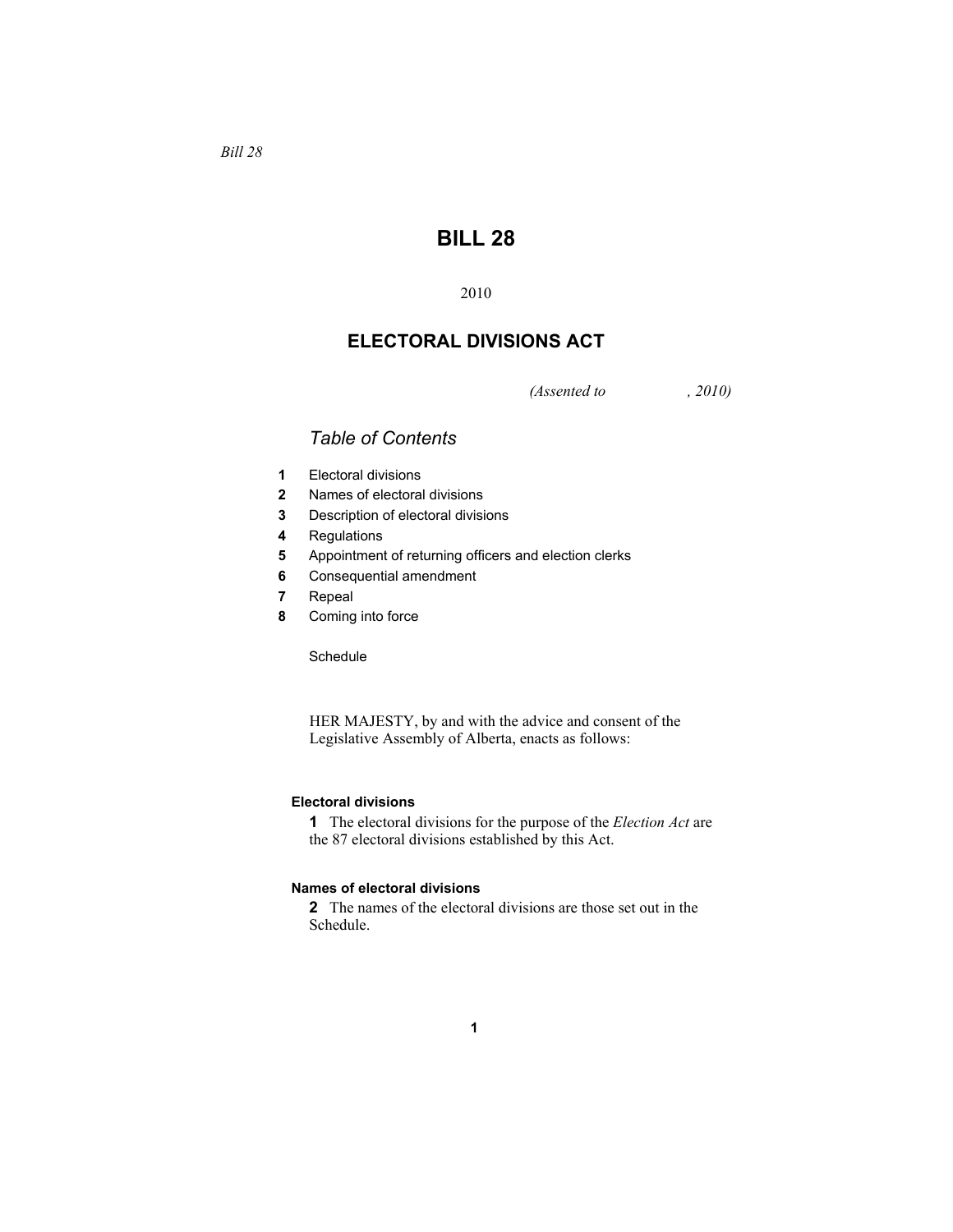*Bill 28*

# BILL 28

2010

## ELECTORAL DIVISIONS ACT

*(Assented to , 2010)*

### *Table of Contents*

- **1** Electoral divisions
- **2** Names of electoral divisions
- **3** Description of electoral divisions
- **4** Regulations
- **5** Appointment of returning officers and election clerks
- **6** Consequential amendment
- **7** Repeal
- **8** Coming into force

Schedule

HER MAJESTY, by and with the advice and consent of the Legislative Assembly of Alberta, enacts as follows:

**Electoral divisions**

**1** The electoral divisions for the purpose of the *Election Act* are the 87 electoral divisions established by this Act.

**Names of electoral divisions**

**2** The names of the electoral divisions are those set out in the Schedule.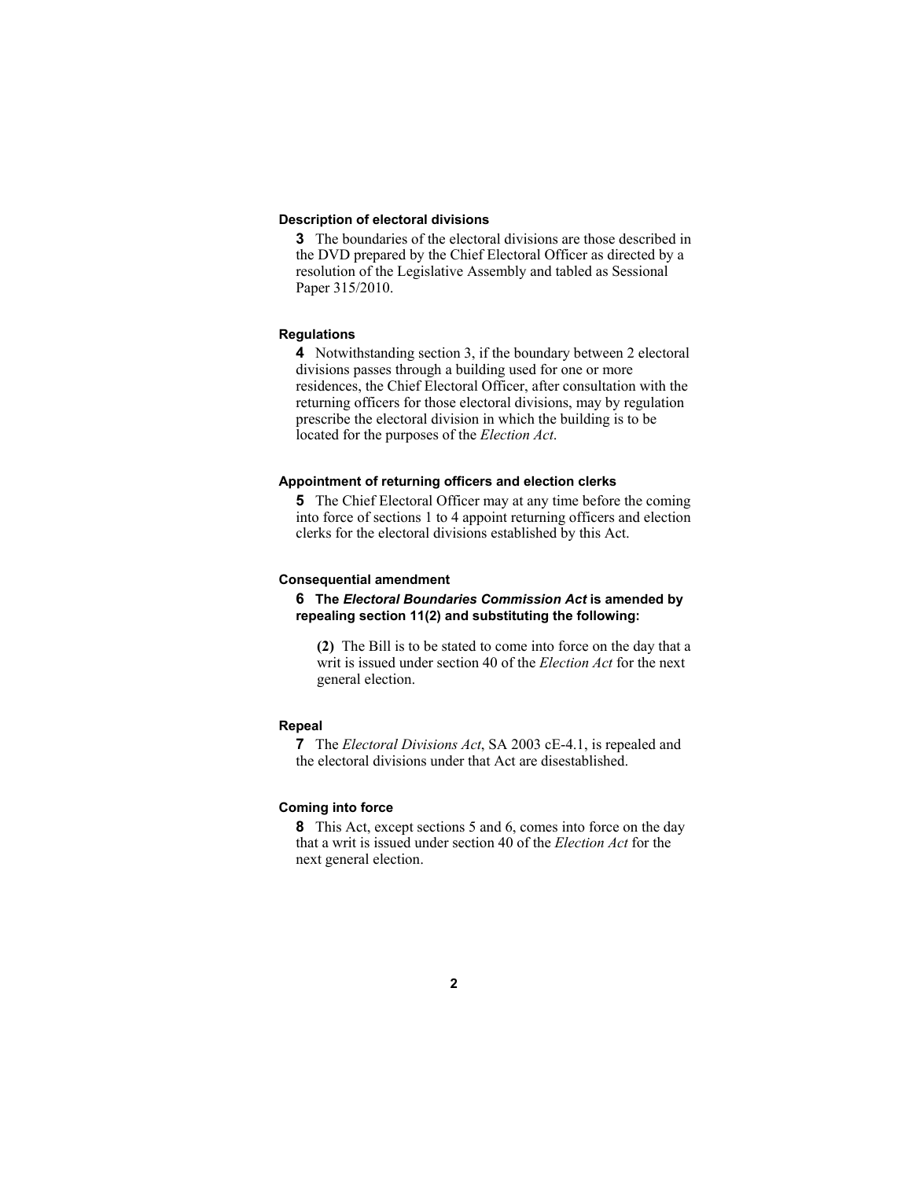**Description of electoral divisions**

**3** The boundaries of the electoral divisions are those described in the DVD prepared by the Chief Electoral Officer as directed by a resolution of the Legislative Assembly and tabled as Sessional Paper 315/2010.

**Regulations**

**4** Notwithstanding section 3, if the boundary between 2 electoral divisions passes through a building used for one or more residences, the Chief Electoral Officer, after consultation with the returning officers for those electoral divisions, may by regulation prescribe the electoral division in which the building is to be located for the purposes of the *Election Act*.

**Appointment of returning officers and election clerks**

**5** The Chief Electoral Officer may at any time before the coming into force of sections 1 to 4 appoint returning officers and election clerks for the electoral divisions established by this Act.

**Consequential amendment**

**6 The *Electoral Boundaries Commission Act* is amended by repealing section 11(2) and substituting the following:**

> **(2)** The Bill is to be stated to come into force on the day that a writ is issued under section 40 of the *Election Act* for the next general election.

**Repeal**

**7** The *Electoral Divisions Act*, SA 2003 cE-4.1, is repealed and the electoral divisions under that Act are disestablished.

**Coming into force**

**8** This Act, except sections 5 and 6, comes into force on the day that a writ is issued under section 40 of the *Election Act* for the next general election.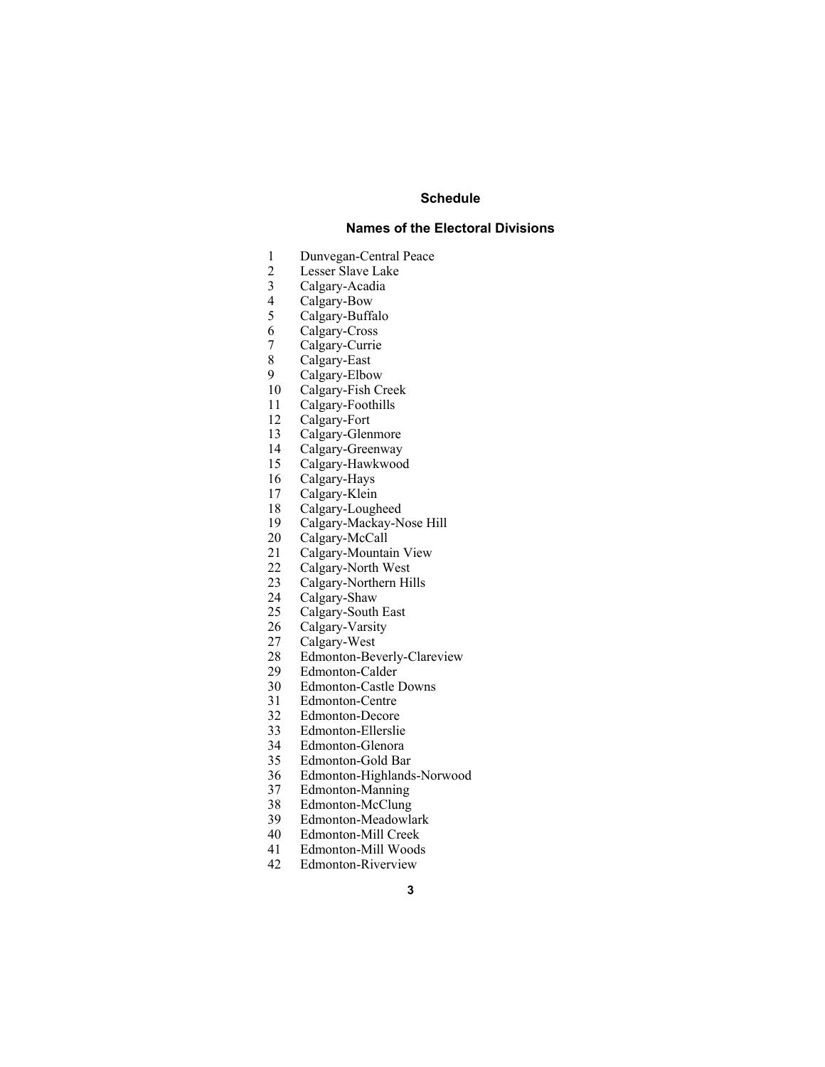## Schedule

## Names of the Electoral Divisions

1 Dunvegan-Central Peace
2 Lesser Slave Lake
3 Calgary-Acadia
4 Calgary-Bow
5 Calgary-Buffalo
6 Calgary-Cross
7 Calgary-Currie
8 Calgary-East
9 Calgary-Elbow
10 Calgary-Fish Creek
11 Calgary-Foothills
12 Calgary-Fort
13 Calgary-Glenmore
14 Calgary-Greenway
15 Calgary-Hawkwood
16 Calgary-Hays
17 Calgary-Klein
18 Calgary-Lougheed
19 Calgary-Mackay-Nose Hill
20 Calgary-McCall
21 Calgary-Mountain View
22 Calgary-North West
23 Calgary-Northern Hills
24 Calgary-Shaw
25 Calgary-South East
26 Calgary-Varsity
27 Calgary-West
28 Edmonton-Beverly-Clareview
29 Edmonton-Calder
30 Edmonton-Castle Downs
31 Edmonton-Centre
32 Edmonton-Decore
33 Edmonton-Ellerslie
34 Edmonton-Glenora
35 Edmonton-Gold Bar
36 Edmonton-Highlands-Norwood
37 Edmonton-Manning
38 Edmonton-McClung
39 Edmonton-Meadowlark
40 Edmonton-Mill Creek
41 Edmonton-Mill Woods
42 Edmonton-Riverview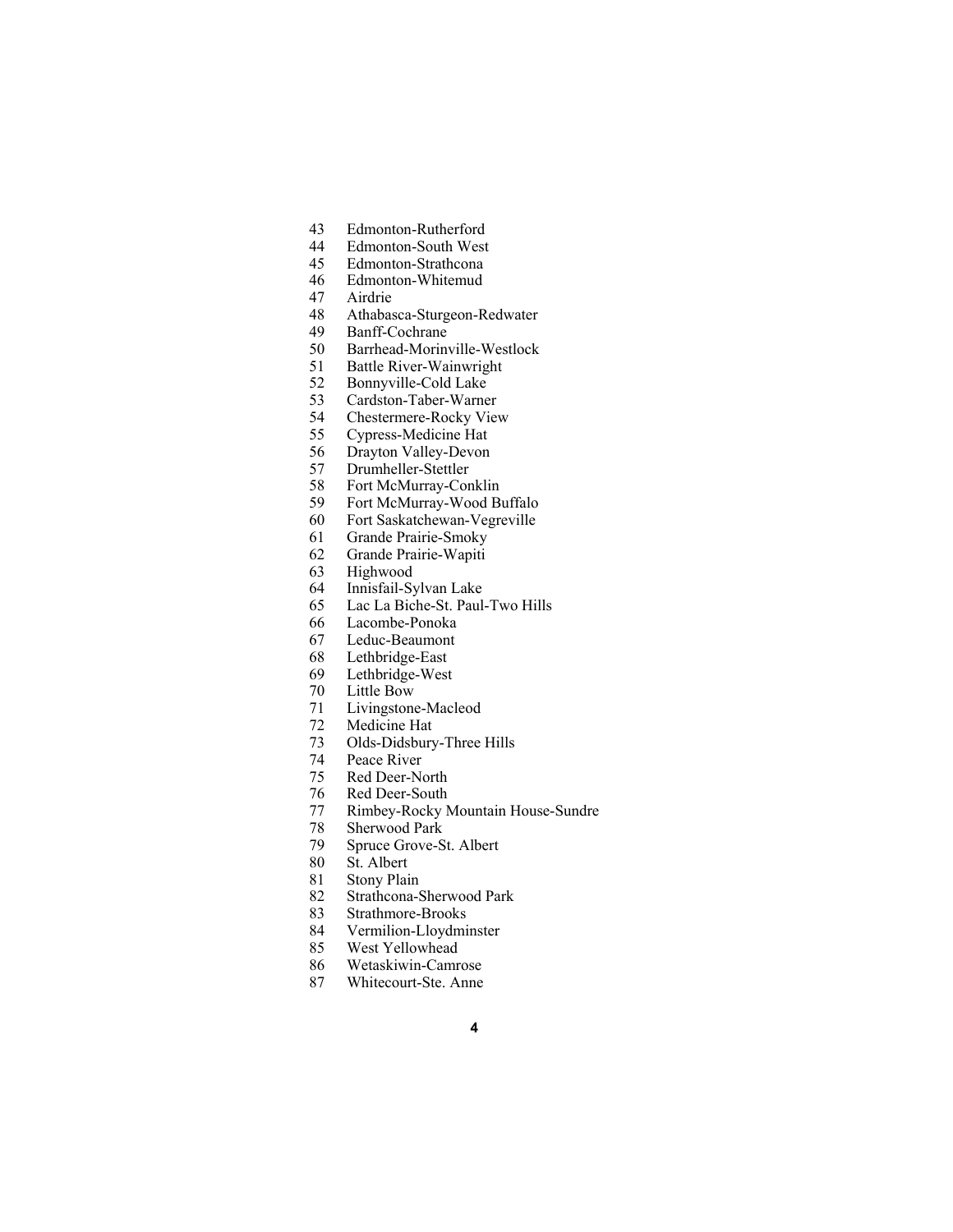43 Edmonton-Rutherford
44 Edmonton-South West
45 Edmonton-Strathcona
46 Edmonton-Whitemud
47 Airdrie
48 Athabasca-Sturgeon-Redwater
49 Banff-Cochrane
50 Barrhead-Morinville-Westlock
51 Battle River-Wainwright
52 Bonnyville-Cold Lake
53 Cardston-Taber-Warner
54 Chestermere-Rocky View
55 Cypress-Medicine Hat
56 Drayton Valley-Devon
57 Drumheller-Stettler
58 Fort McMurray-Conklin
59 Fort McMurray-Wood Buffalo
60 Fort Saskatchewan-Vegreville
61 Grande Prairie-Smoky
62 Grande Prairie-Wapiti
63 Highwood
64 Innisfail-Sylvan Lake
65 Lac La Biche-St. Paul-Two Hills
66 Lacombe-Ponoka
67 Leduc-Beaumont
68 Lethbridge-East
69 Lethbridge-West
70 Little Bow
71 Livingstone-Macleod
72 Medicine Hat
73 Olds-Didsbury-Three Hills
74 Peace River
75 Red Deer-North
76 Red Deer-South
77 Rimbey-Rocky Mountain House-Sundre
78 Sherwood Park
79 Spruce Grove-St. Albert
80 St. Albert
81 Stony Plain
82 Strathcona-Sherwood Park
83 Strathmore-Brooks
84 Vermilion-Lloydminster
85 West Yellowhead
86 Wetaskiwin-Camrose
87 Whitecourt-Ste. Anne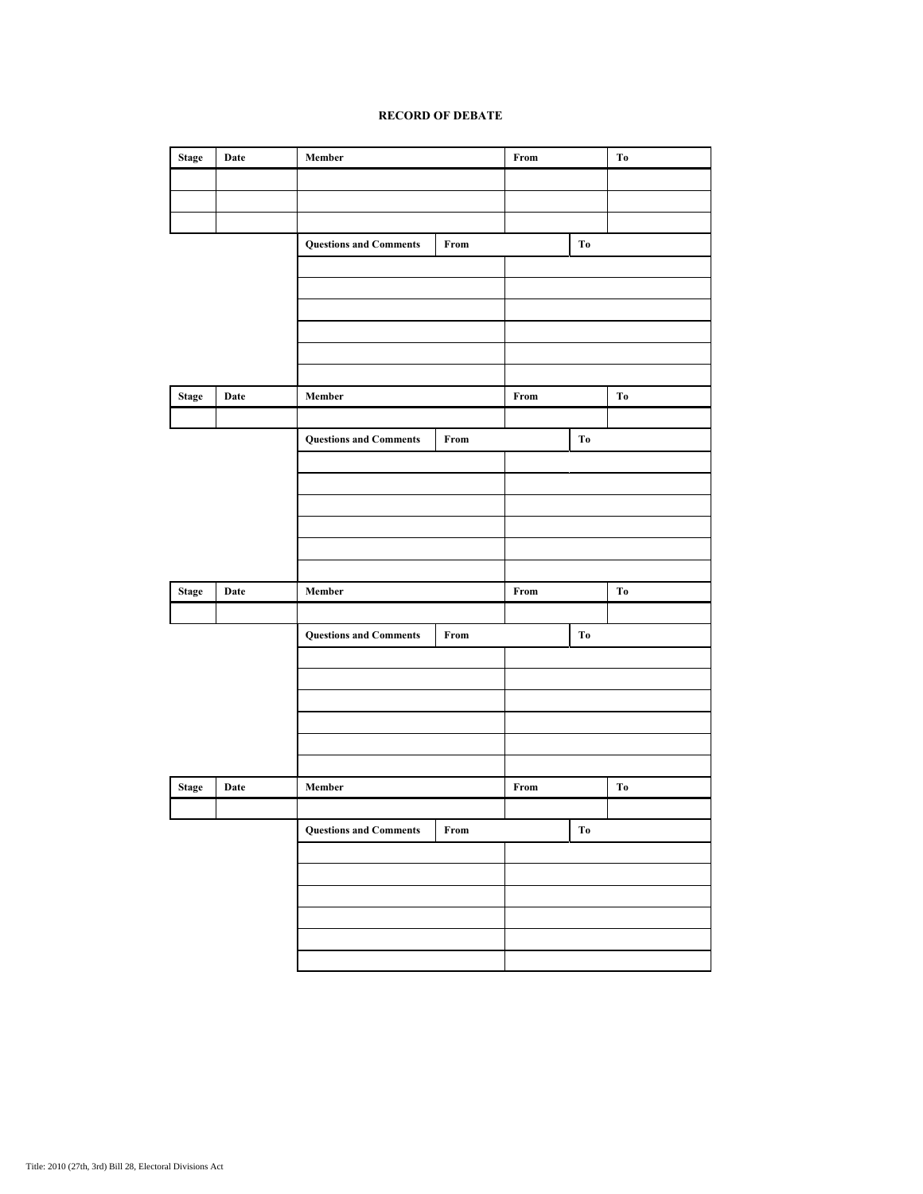**RECORD OF DEBATE**

| Stage | Date | Member | From | To |
|---|---|---|---|---|
| | | | | |
| | | | | |
| | | | | |

| Questions and Comments | From | To |
|---|---|---|
| | | |
| | | |
| | | |
| | | |
| | | |
| | | |

| Stage | Date | Member | From | To |
|---|---|---|---|---|
| | | | | |

| Questions and Comments | From | To |
|---|---|---|
| | | |
| | | |
| | | |
| | | |
| | | |
| | | |

| Stage | Date | Member | From | To |
|---|---|---|---|---|
| | | | | |

| Questions and Comments | From | To |
|---|---|---|
| | | |
| | | |
| | | |
| | | |
| | | |
| | | |

| Stage | Date | Member | From | To |
|---|---|---|---|---|
| | | | | |

| Questions and Comments | From | To |
|---|---|---|
| | | |
| | | |
| | | |
| | | |
| | | |
| | | |

Title: 2010 (27th, 3rd) Bill 28, Electoral Divisions Act